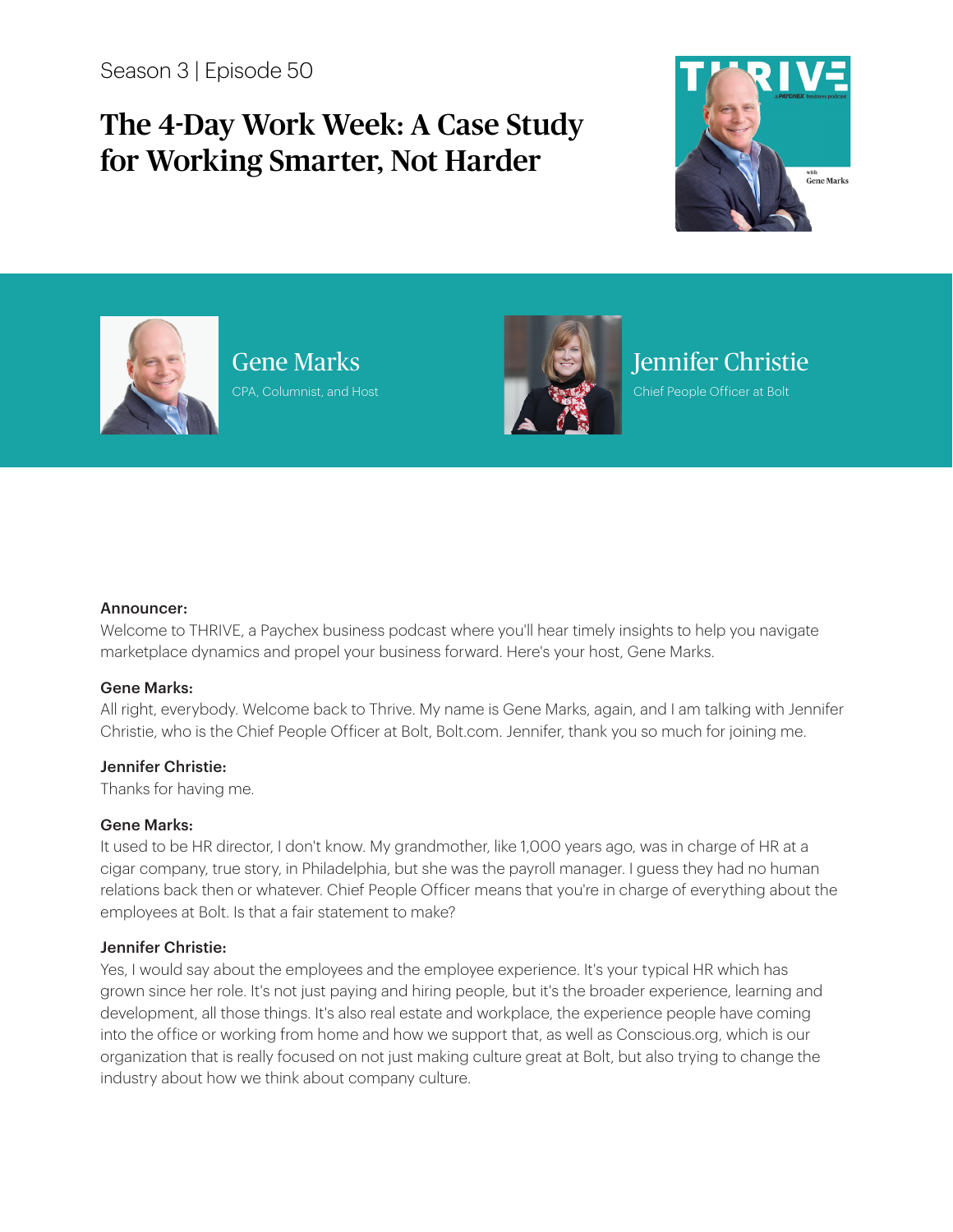Season 3 | Episode 50

# The 4-Day Work Week: A Case Study for Working Smarter, Not Harder

Gene Marks
CPA, Columnist, and Host

Jennifer Christie
Chief People Officer at Bolt

**Announcer:**
Welcome to THRIVE, a Paychex business podcast where you'll hear timely insights to help you navigate marketplace dynamics and propel your business forward. Here's your host, Gene Marks.

**Gene Marks:**
All right, everybody. Welcome back to Thrive. My name is Gene Marks, again, and I am talking with Jennifer Christie, who is the Chief People Officer at Bolt, Bolt.com. Jennifer, thank you so much for joining me.

**Jennifer Christie:**
Thanks for having me.

**Gene Marks:**
It used to be HR director, I don't know. My grandmother, like 1,000 years ago, was in charge of HR at a cigar company, true story, in Philadelphia, but she was the payroll manager. I guess they had no human relations back then or whatever. Chief People Officer means that you're in charge of everything about the employees at Bolt. Is that a fair statement to make?

**Jennifer Christie:**
Yes, I would say about the employees and the employee experience. It's your typical HR which has grown since her role. It's not just paying and hiring people, but it's the broader experience, learning and development, all those things. It's also real estate and workplace, the experience people have coming into the office or working from home and how we support that, as well as Conscious.org, which is our organization that is really focused on not just making culture great at Bolt, but also trying to change the industry about how we think about company culture.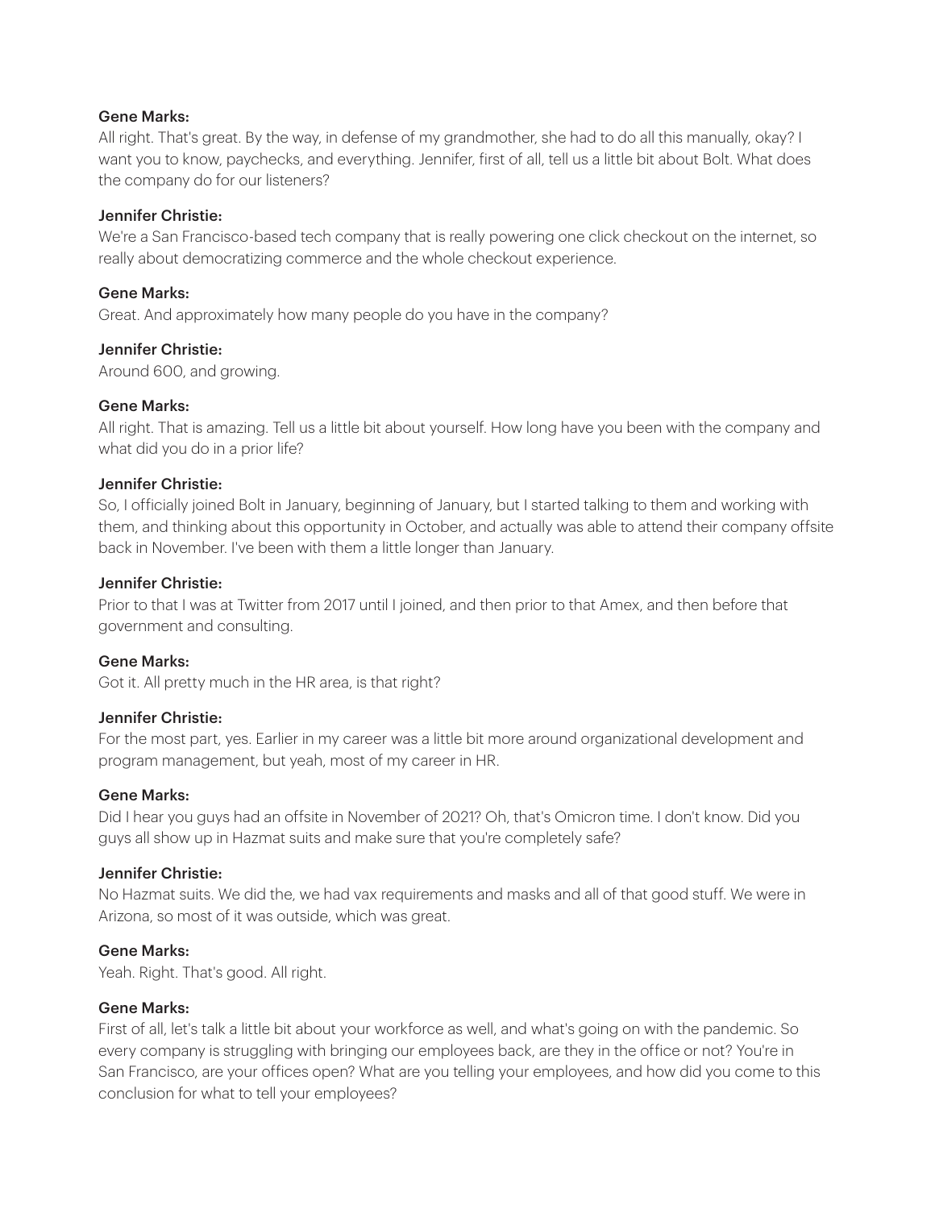**Gene Marks:**
All right. That's great. By the way, in defense of my grandmother, she had to do all this manually, okay? I want you to know, paychecks, and everything. Jennifer, first of all, tell us a little bit about Bolt. What does the company do for our listeners?

**Jennifer Christie:**
We're a San Francisco-based tech company that is really powering one click checkout on the internet, so really about democratizing commerce and the whole checkout experience.

**Gene Marks:**
Great. And approximately how many people do you have in the company?

**Jennifer Christie:**
Around 600, and growing.

**Gene Marks:**
All right. That is amazing. Tell us a little bit about yourself. How long have you been with the company and what did you do in a prior life?

**Jennifer Christie:**
So, I officially joined Bolt in January, beginning of January, but I started talking to them and working with them, and thinking about this opportunity in October, and actually was able to attend their company offsite back in November. I've been with them a little longer than January.

**Jennifer Christie:**
Prior to that I was at Twitter from 2017 until I joined, and then prior to that Amex, and then before that government and consulting.

**Gene Marks:**
Got it. All pretty much in the HR area, is that right?

**Jennifer Christie:**
For the most part, yes. Earlier in my career was a little bit more around organizational development and program management, but yeah, most of my career in HR.

**Gene Marks:**
Did I hear you guys had an offsite in November of 2021? Oh, that's Omicron time. I don't know. Did you guys all show up in Hazmat suits and make sure that you're completely safe?

**Jennifer Christie:**
No Hazmat suits. We did the, we had vax requirements and masks and all of that good stuff. We were in Arizona, so most of it was outside, which was great.

**Gene Marks:**
Yeah. Right. That's good. All right.

**Gene Marks:**
First of all, let's talk a little bit about your workforce as well, and what's going on with the pandemic. So every company is struggling with bringing our employees back, are they in the office or not? You're in San Francisco, are your offices open? What are you telling your employees, and how did you come to this conclusion for what to tell your employees?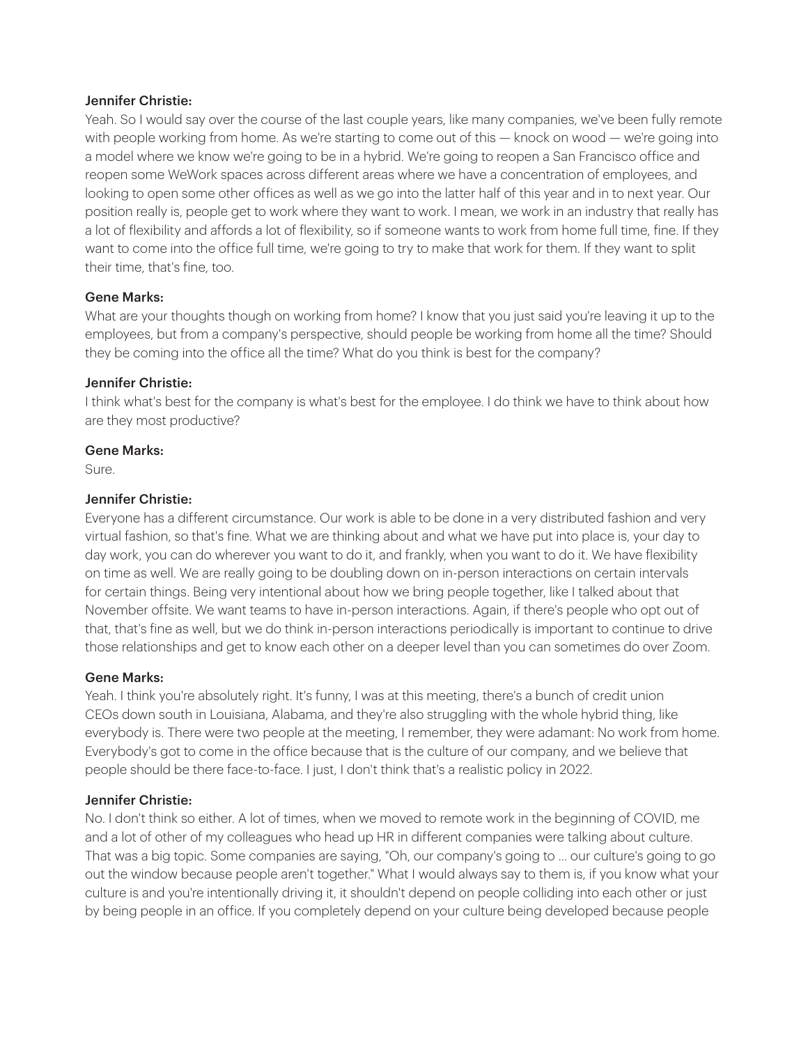**Jennifer Christie:**

Yeah. So I would say over the course of the last couple years, like many companies, we've been fully remote with people working from home. As we're starting to come out of this — knock on wood — we're going into a model where we know we're going to be in a hybrid. We're going to reopen a San Francisco office and reopen some WeWork spaces across different areas where we have a concentration of employees, and looking to open some other offices as well as we go into the latter half of this year and in to next year. Our position really is, people get to work where they want to work. I mean, we work in an industry that really has a lot of flexibility and affords a lot of flexibility, so if someone wants to work from home full time, fine. If they want to come into the office full time, we're going to try to make that work for them. If they want to split their time, that's fine, too.

**Gene Marks:**

What are your thoughts though on working from home? I know that you just said you're leaving it up to the employees, but from a company's perspective, should people be working from home all the time? Should they be coming into the office all the time? What do you think is best for the company?

**Jennifer Christie:**

I think what's best for the company is what's best for the employee. I do think we have to think about how are they most productive?

**Gene Marks:**

Sure.

**Jennifer Christie:**

Everyone has a different circumstance. Our work is able to be done in a very distributed fashion and very virtual fashion, so that's fine. What we are thinking about and what we have put into place is, your day to day work, you can do wherever you want to do it, and frankly, when you want to do it. We have flexibility on time as well. We are really going to be doubling down on in-person interactions on certain intervals for certain things. Being very intentional about how we bring people together, like I talked about that November offsite. We want teams to have in-person interactions. Again, if there's people who opt out of that, that's fine as well, but we do think in-person interactions periodically is important to continue to drive those relationships and get to know each other on a deeper level than you can sometimes do over Zoom.

**Gene Marks:**

Yeah. I think you're absolutely right. It's funny, I was at this meeting, there's a bunch of credit union CEOs down south in Louisiana, Alabama, and they're also struggling with the whole hybrid thing, like everybody is. There were two people at the meeting, I remember, they were adamant: No work from home. Everybody's got to come in the office because that is the culture of our company, and we believe that people should be there face-to-face. I just, I don't think that's a realistic policy in 2022.

**Jennifer Christie:**

No. I don't think so either. A lot of times, when we moved to remote work in the beginning of COVID, me and a lot of other of my colleagues who head up HR in different companies were talking about culture. That was a big topic. Some companies are saying, "Oh, our company's going to ... our culture's going to go out the window because people aren't together." What I would always say to them is, if you know what your culture is and you're intentionally driving it, it shouldn't depend on people colliding into each other or just by being people in an office. If you completely depend on your culture being developed because people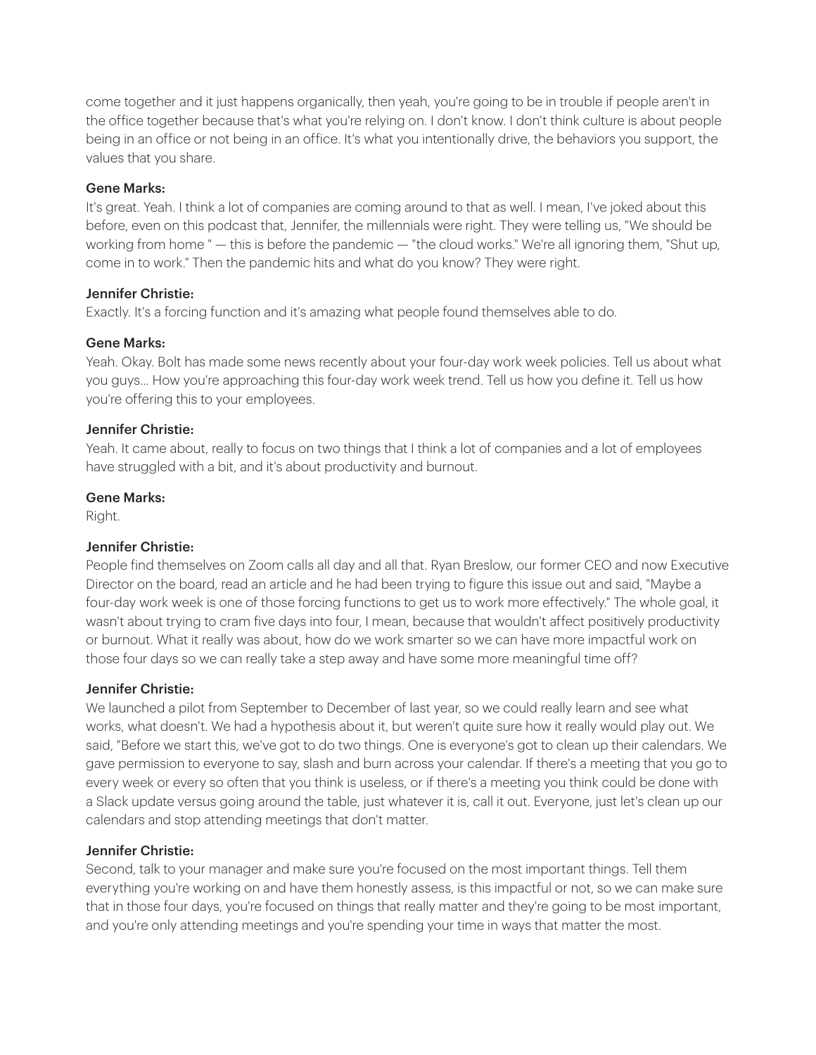come together and it just happens organically, then yeah, you're going to be in trouble if people aren't in the office together because that's what you're relying on. I don't know. I don't think culture is about people being in an office or not being in an office. It's what you intentionally drive, the behaviors you support, the values that you share.

**Gene Marks:**
It's great. Yeah. I think a lot of companies are coming around to that as well. I mean, I've joked about this before, even on this podcast that, Jennifer, the millennials were right. They were telling us, "We should be working from home " — this is before the pandemic — "the cloud works." We're all ignoring them, "Shut up, come in to work." Then the pandemic hits and what do you know? They were right.

**Jennifer Christie:**
Exactly. It's a forcing function and it's amazing what people found themselves able to do.

**Gene Marks:**
Yeah. Okay. Bolt has made some news recently about your four-day work week policies. Tell us about what you guys... How you're approaching this four-day work week trend. Tell us how you define it. Tell us how you're offering this to your employees.

**Jennifer Christie:**
Yeah. It came about, really to focus on two things that I think a lot of companies and a lot of employees have struggled with a bit, and it's about productivity and burnout.

**Gene Marks:**
Right.

**Jennifer Christie:**
People find themselves on Zoom calls all day and all that. Ryan Breslow, our former CEO and now Executive Director on the board, read an article and he had been trying to figure this issue out and said, "Maybe a four-day work week is one of those forcing functions to get us to work more effectively." The whole goal, it wasn't about trying to cram five days into four, I mean, because that wouldn't affect positively productivity or burnout. What it really was about, how do we work smarter so we can have more impactful work on those four days so we can really take a step away and have some more meaningful time off?

**Jennifer Christie:**
We launched a pilot from September to December of last year, so we could really learn and see what works, what doesn't. We had a hypothesis about it, but weren't quite sure how it really would play out. We said, "Before we start this, we've got to do two things. One is everyone's got to clean up their calendars. We gave permission to everyone to say, slash and burn across your calendar. If there's a meeting that you go to every week or every so often that you think is useless, or if there's a meeting you think could be done with a Slack update versus going around the table, just whatever it is, call it out. Everyone, just let's clean up our calendars and stop attending meetings that don't matter.

**Jennifer Christie:**
Second, talk to your manager and make sure you're focused on the most important things. Tell them everything you're working on and have them honestly assess, is this impactful or not, so we can make sure that in those four days, you're focused on things that really matter and they're going to be most important, and you're only attending meetings and you're spending your time in ways that matter the most.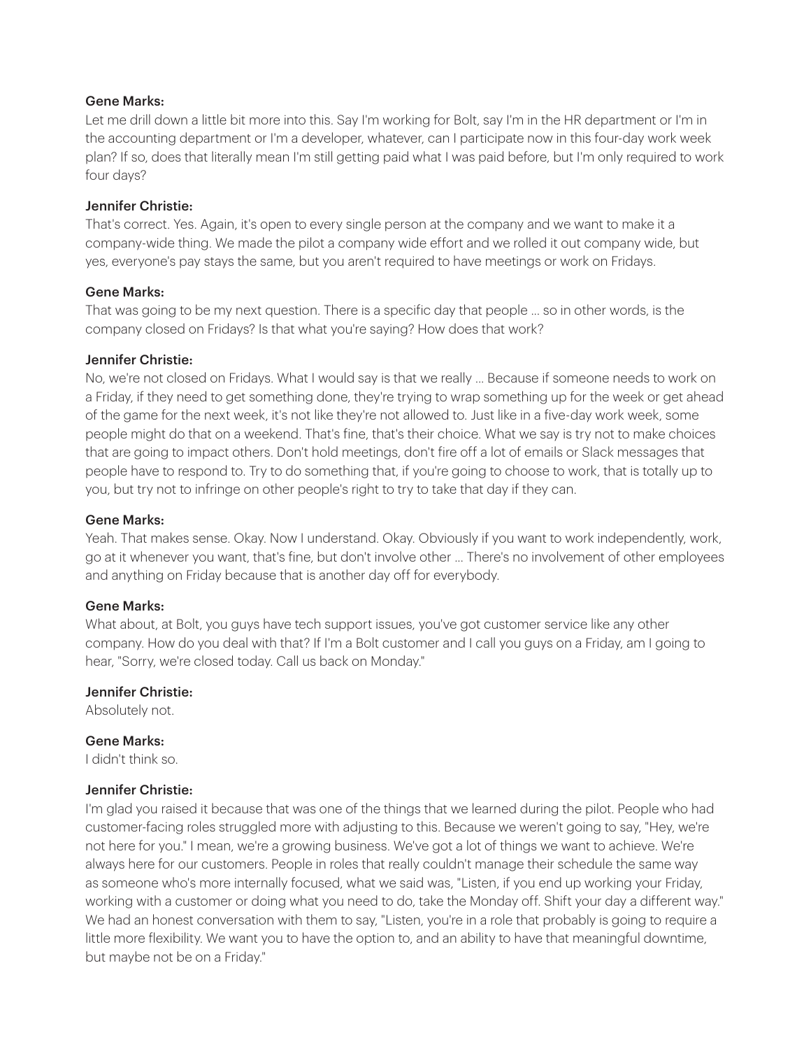**Gene Marks:**

Let me drill down a little bit more into this. Say I'm working for Bolt, say I'm in the HR department or I'm in the accounting department or I'm a developer, whatever, can I participate now in this four-day work week plan? If so, does that literally mean I'm still getting paid what I was paid before, but I'm only required to work four days?

**Jennifer Christie:**

That's correct. Yes. Again, it's open to every single person at the company and we want to make it a company-wide thing. We made the pilot a company wide effort and we rolled it out company wide, but yes, everyone's pay stays the same, but you aren't required to have meetings or work on Fridays.

**Gene Marks:**

That was going to be my next question. There is a specific day that people ... so in other words, is the company closed on Fridays? Is that what you're saying? How does that work?

**Jennifer Christie:**

No, we're not closed on Fridays. What I would say is that we really ... Because if someone needs to work on a Friday, if they need to get something done, they're trying to wrap something up for the week or get ahead of the game for the next week, it's not like they're not allowed to. Just like in a five-day work week, some people might do that on a weekend. That's fine, that's their choice. What we say is try not to make choices that are going to impact others. Don't hold meetings, don't fire off a lot of emails or Slack messages that people have to respond to. Try to do something that, if you're going to choose to work, that is totally up to you, but try not to infringe on other people's right to try to take that day if they can.

**Gene Marks:**

Yeah. That makes sense. Okay. Now I understand. Okay. Obviously if you want to work independently, work, go at it whenever you want, that's fine, but don't involve other ... There's no involvement of other employees and anything on Friday because that is another day off for everybody.

**Gene Marks:**

What about, at Bolt, you guys have tech support issues, you've got customer service like any other company. How do you deal with that? If I'm a Bolt customer and I call you guys on a Friday, am I going to hear, "Sorry, we're closed today. Call us back on Monday."

**Jennifer Christie:**

Absolutely not.

**Gene Marks:**

I didn't think so.

**Jennifer Christie:**

I'm glad you raised it because that was one of the things that we learned during the pilot. People who had customer-facing roles struggled more with adjusting to this. Because we weren't going to say, "Hey, we're not here for you." I mean, we're a growing business. We've got a lot of things we want to achieve. We're always here for our customers. People in roles that really couldn't manage their schedule the same way as someone who's more internally focused, what we said was, "Listen, if you end up working your Friday, working with a customer or doing what you need to do, take the Monday off. Shift your day a different way." We had an honest conversation with them to say, "Listen, you're in a role that probably is going to require a little more flexibility. We want you to have the option to, and an ability to have that meaningful downtime, but maybe not be on a Friday."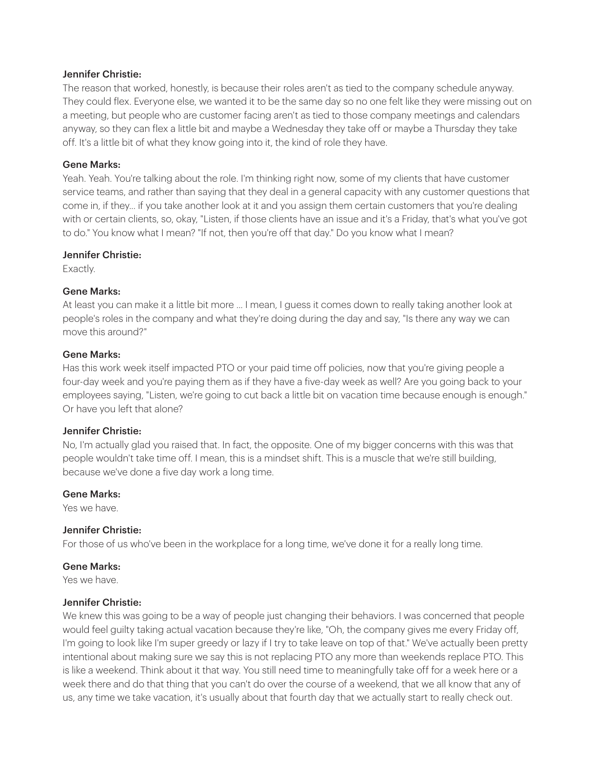**Jennifer Christie:**
The reason that worked, honestly, is because their roles aren't as tied to the company schedule anyway. They could flex. Everyone else, we wanted it to be the same day so no one felt like they were missing out on a meeting, but people who are customer facing aren't as tied to those company meetings and calendars anyway, so they can flex a little bit and maybe a Wednesday they take off or maybe a Thursday they take off. It's a little bit of what they know going into it, the kind of role they have.

**Gene Marks:**
Yeah. Yeah. You're talking about the role. I'm thinking right now, some of my clients that have customer service teams, and rather than saying that they deal in a general capacity with any customer questions that come in, if they... if you take another look at it and you assign them certain customers that you're dealing with or certain clients, so, okay, "Listen, if those clients have an issue and it's a Friday, that's what you've got to do." You know what I mean? "If not, then you're off that day." Do you know what I mean?

**Jennifer Christie:**
Exactly.

**Gene Marks:**
At least you can make it a little bit more ... I mean, I guess it comes down to really taking another look at people's roles in the company and what they're doing during the day and say, "Is there any way we can move this around?"

**Gene Marks:**
Has this work week itself impacted PTO or your paid time off policies, now that you're giving people a four-day week and you're paying them as if they have a five-day week as well? Are you going back to your employees saying, "Listen, we're going to cut back a little bit on vacation time because enough is enough." Or have you left that alone?

**Jennifer Christie:**
No, I'm actually glad you raised that. In fact, the opposite. One of my bigger concerns with this was that people wouldn't take time off. I mean, this is a mindset shift. This is a muscle that we're still building, because we've done a five day work a long time.

**Gene Marks:**
Yes we have.

**Jennifer Christie:**
For those of us who've been in the workplace for a long time, we've done it for a really long time.

**Gene Marks:**
Yes we have.

**Jennifer Christie:**
We knew this was going to be a way of people just changing their behaviors. I was concerned that people would feel guilty taking actual vacation because they're like, "Oh, the company gives me every Friday off, I'm going to look like I'm super greedy or lazy if I try to take leave on top of that." We've actually been pretty intentional about making sure we say this is not replacing PTO any more than weekends replace PTO. This is like a weekend. Think about it that way. You still need time to meaningfully take off for a week here or a week there and do that thing that you can't do over the course of a weekend, that we all know that any of us, any time we take vacation, it's usually about that fourth day that we actually start to really check out.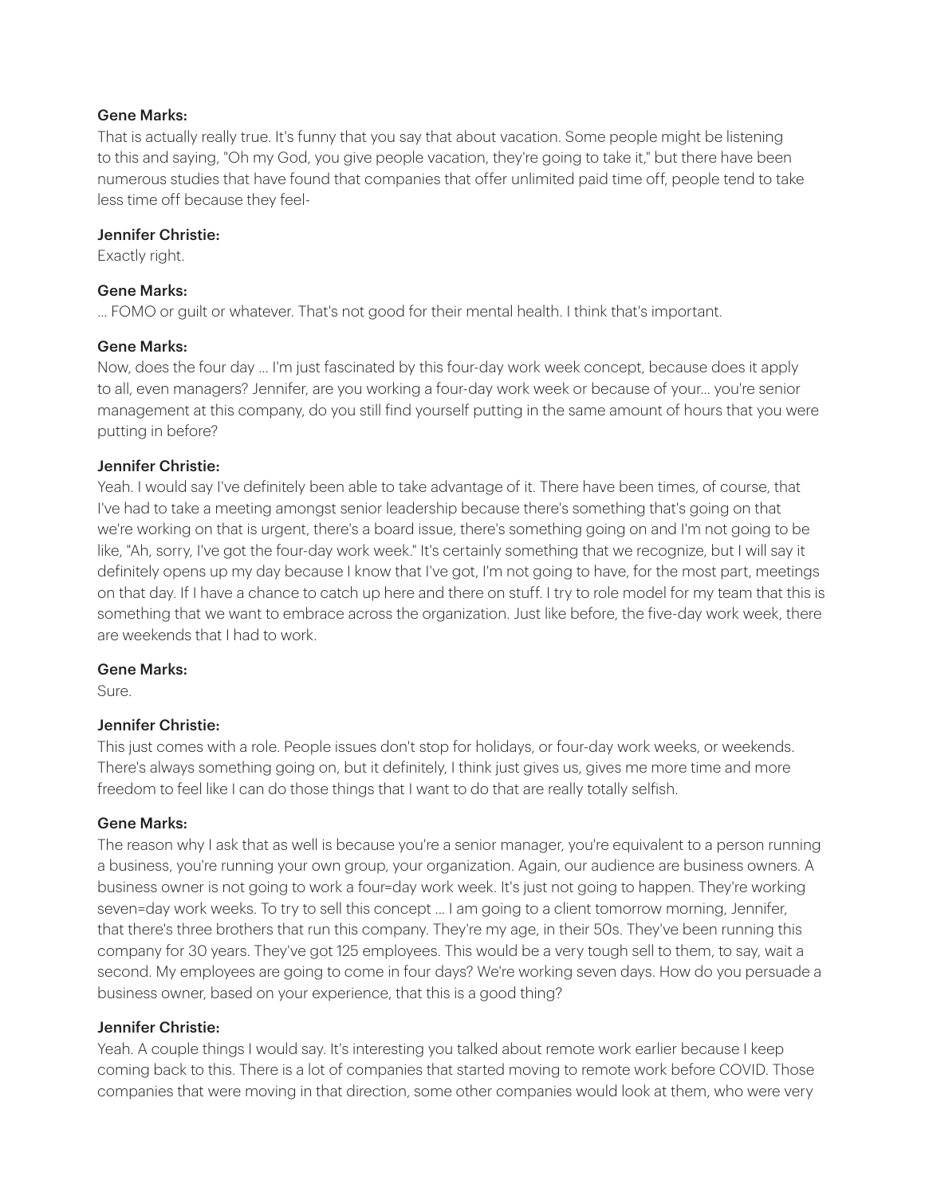**Gene Marks:**

That is actually really true. It's funny that you say that about vacation. Some people might be listening to this and saying, "Oh my God, you give people vacation, they're going to take it," but there have been numerous studies that have found that companies that offer unlimited paid time off, people tend to take less time off because they feel-

**Jennifer Christie:**

Exactly right.

**Gene Marks:**

... FOMO or guilt or whatever. That's not good for their mental health. I think that's important.

**Gene Marks:**

Now, does the four day ... I'm just fascinated by this four-day work week concept, because does it apply to all, even managers? Jennifer, are you working a four-day work week or because of your... you're senior management at this company, do you still find yourself putting in the same amount of hours that you were putting in before?

**Jennifer Christie:**

Yeah. I would say I've definitely been able to take advantage of it. There have been times, of course, that I've had to take a meeting amongst senior leadership because there's something that's going on that we're working on that is urgent, there's a board issue, there's something going on and I'm not going to be like, "Ah, sorry, I've got the four-day work week." It's certainly something that we recognize, but I will say it definitely opens up my day because I know that I've got, I'm not going to have, for the most part, meetings on that day. If I have a chance to catch up here and there on stuff. I try to role model for my team that this is something that we want to embrace across the organization. Just like before, the five-day work week, there are weekends that I had to work.

**Gene Marks:**

Sure.

**Jennifer Christie:**

This just comes with a role. People issues don't stop for holidays, or four-day work weeks, or weekends. There's always something going on, but it definitely, I think just gives us, gives me more time and more freedom to feel like I can do those things that I want to do that are really totally selfish.

**Gene Marks:**

The reason why I ask that as well is because you're a senior manager, you're equivalent to a person running a business, you're running your own group, your organization. Again, our audience are business owners. A business owner is not going to work a four=day work week. It's just not going to happen. They're working seven=day work weeks. To try to sell this concept ... I am going to a client tomorrow morning, Jennifer, that there's three brothers that run this company. They're my age, in their 50s. They've been running this company for 30 years. They've got 125 employees. This would be a very tough sell to them, to say, wait a second. My employees are going to come in four days? We're working seven days. How do you persuade a business owner, based on your experience, that this is a good thing?

**Jennifer Christie:**

Yeah. A couple things I would say. It's interesting you talked about remote work earlier because I keep coming back to this. There is a lot of companies that started moving to remote work before COVID. Those companies that were moving in that direction, some other companies would look at them, who were very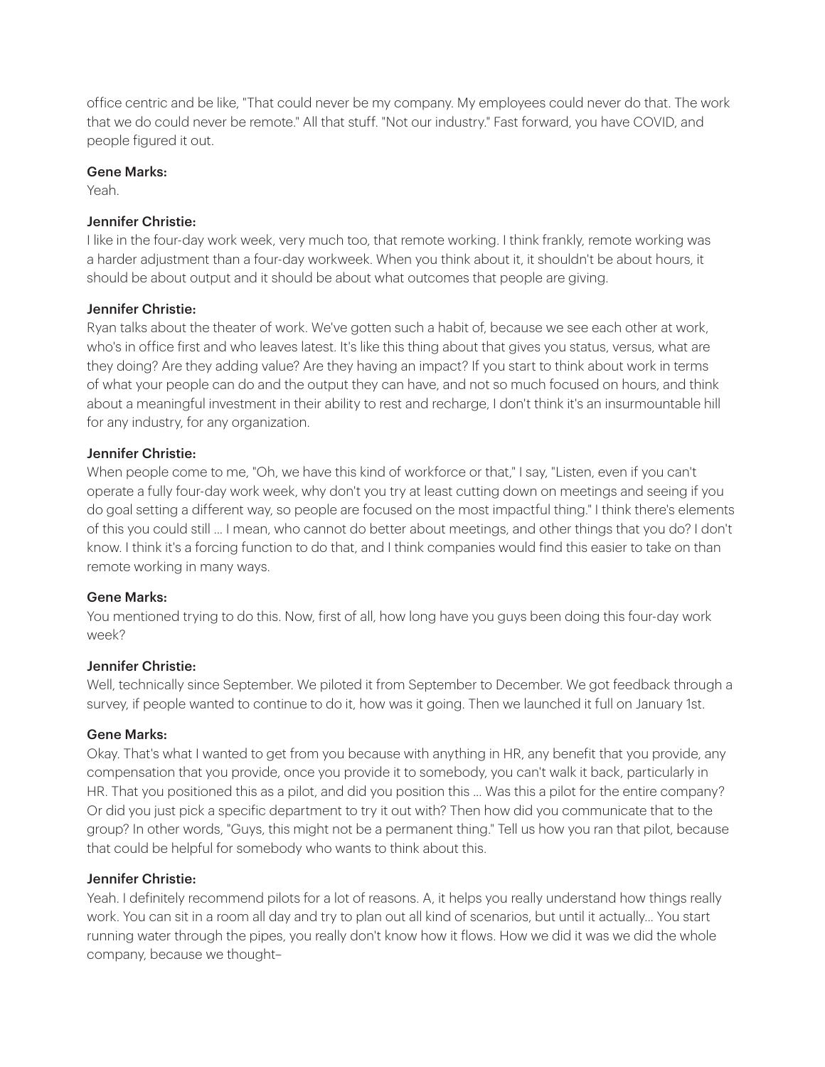office centric and be like, "That could never be my company. My employees could never do that. The work that we do could never be remote." All that stuff. "Not our industry." Fast forward, you have COVID, and people figured it out.

**Gene Marks:**
Yeah.

**Jennifer Christie:**
I like in the four-day work week, very much too, that remote working. I think frankly, remote working was a harder adjustment than a four-day workweek. When you think about it, it shouldn't be about hours, it should be about output and it should be about what outcomes that people are giving.

**Jennifer Christie:**
Ryan talks about the theater of work. We've gotten such a habit of, because we see each other at work, who's in office first and who leaves latest. It's like this thing about that gives you status, versus, what are they doing? Are they adding value? Are they having an impact? If you start to think about work in terms of what your people can do and the output they can have, and not so much focused on hours, and think about a meaningful investment in their ability to rest and recharge, I don't think it's an insurmountable hill for any industry, for any organization.

**Jennifer Christie:**
When people come to me, "Oh, we have this kind of workforce or that," I say, "Listen, even if you can't operate a fully four-day work week, why don't you try at least cutting down on meetings and seeing if you do goal setting a different way, so people are focused on the most impactful thing." I think there's elements of this you could still ... I mean, who cannot do better about meetings, and other things that you do? I don't know. I think it's a forcing function to do that, and I think companies would find this easier to take on than remote working in many ways.

**Gene Marks:**
You mentioned trying to do this. Now, first of all, how long have you guys been doing this four-day work week?

**Jennifer Christie:**
Well, technically since September. We piloted it from September to December. We got feedback through a survey, if people wanted to continue to do it, how was it going. Then we launched it full on January 1st.

**Gene Marks:**
Okay. That's what I wanted to get from you because with anything in HR, any benefit that you provide, any compensation that you provide, once you provide it to somebody, you can't walk it back, particularly in HR. That you positioned this as a pilot, and did you position this ... Was this a pilot for the entire company? Or did you just pick a specific department to try it out with? Then how did you communicate that to the group? In other words, "Guys, this might not be a permanent thing." Tell us how you ran that pilot, because that could be helpful for somebody who wants to think about this.

**Jennifer Christie:**
Yeah. I definitely recommend pilots for a lot of reasons. A, it helps you really understand how things really work. You can sit in a room all day and try to plan out all kind of scenarios, but until it actually... You start running water through the pipes, you really don't know how it flows. How we did it was we did the whole company, because we thought–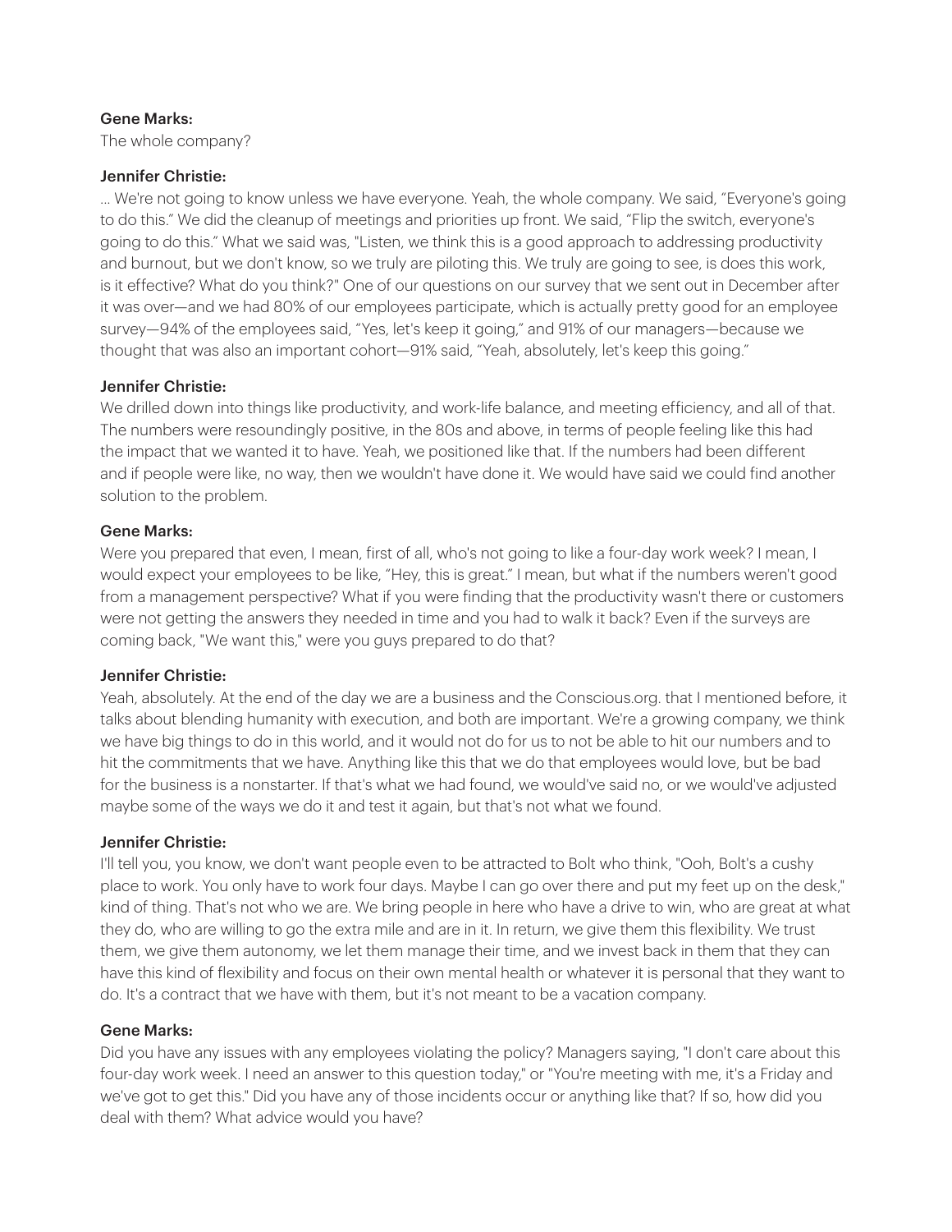**Gene Marks:**
The whole company?

**Jennifer Christie:**
… We're not going to know unless we have everyone. Yeah, the whole company. We said, "Everyone's going to do this." We did the cleanup of meetings and priorities up front. We said, "Flip the switch, everyone's going to do this." What we said was, "Listen, we think this is a good approach to addressing productivity and burnout, but we don't know, so we truly are piloting this. We truly are going to see, is does this work, is it effective? What do you think?" One of our questions on our survey that we sent out in December after it was over—and we had 80% of our employees participate, which is actually pretty good for an employee survey—94% of the employees said, "Yes, let's keep it going," and 91% of our managers—because we thought that was also an important cohort—91% said, "Yeah, absolutely, let's keep this going."

**Jennifer Christie:**
We drilled down into things like productivity, and work-life balance, and meeting efficiency, and all of that. The numbers were resoundingly positive, in the 80s and above, in terms of people feeling like this had the impact that we wanted it to have. Yeah, we positioned like that. If the numbers had been different and if people were like, no way, then we wouldn't have done it. We would have said we could find another solution to the problem.

**Gene Marks:**
Were you prepared that even, I mean, first of all, who's not going to like a four-day work week? I mean, I would expect your employees to be like, "Hey, this is great." I mean, but what if the numbers weren't good from a management perspective? What if you were finding that the productivity wasn't there or customers were not getting the answers they needed in time and you had to walk it back? Even if the surveys are coming back, "We want this," were you guys prepared to do that?

**Jennifer Christie:**
Yeah, absolutely. At the end of the day we are a business and the Conscious.org. that I mentioned before, it talks about blending humanity with execution, and both are important. We're a growing company, we think we have big things to do in this world, and it would not do for us to not be able to hit our numbers and to hit the commitments that we have. Anything like this that we do that employees would love, but be bad for the business is a nonstarter. If that's what we had found, we would've said no, or we would've adjusted maybe some of the ways we do it and test it again, but that's not what we found.

**Jennifer Christie:**
I'll tell you, you know, we don't want people even to be attracted to Bolt who think, "Ooh, Bolt's a cushy place to work. You only have to work four days. Maybe I can go over there and put my feet up on the desk," kind of thing. That's not who we are. We bring people in here who have a drive to win, who are great at what they do, who are willing to go the extra mile and are in it. In return, we give them this flexibility. We trust them, we give them autonomy, we let them manage their time, and we invest back in them that they can have this kind of flexibility and focus on their own mental health or whatever it is personal that they want to do. It's a contract that we have with them, but it's not meant to be a vacation company.

**Gene Marks:**
Did you have any issues with any employees violating the policy? Managers saying, "I don't care about this four-day work week. I need an answer to this question today," or "You're meeting with me, it's a Friday and we've got to get this." Did you have any of those incidents occur or anything like that? If so, how did you deal with them? What advice would you have?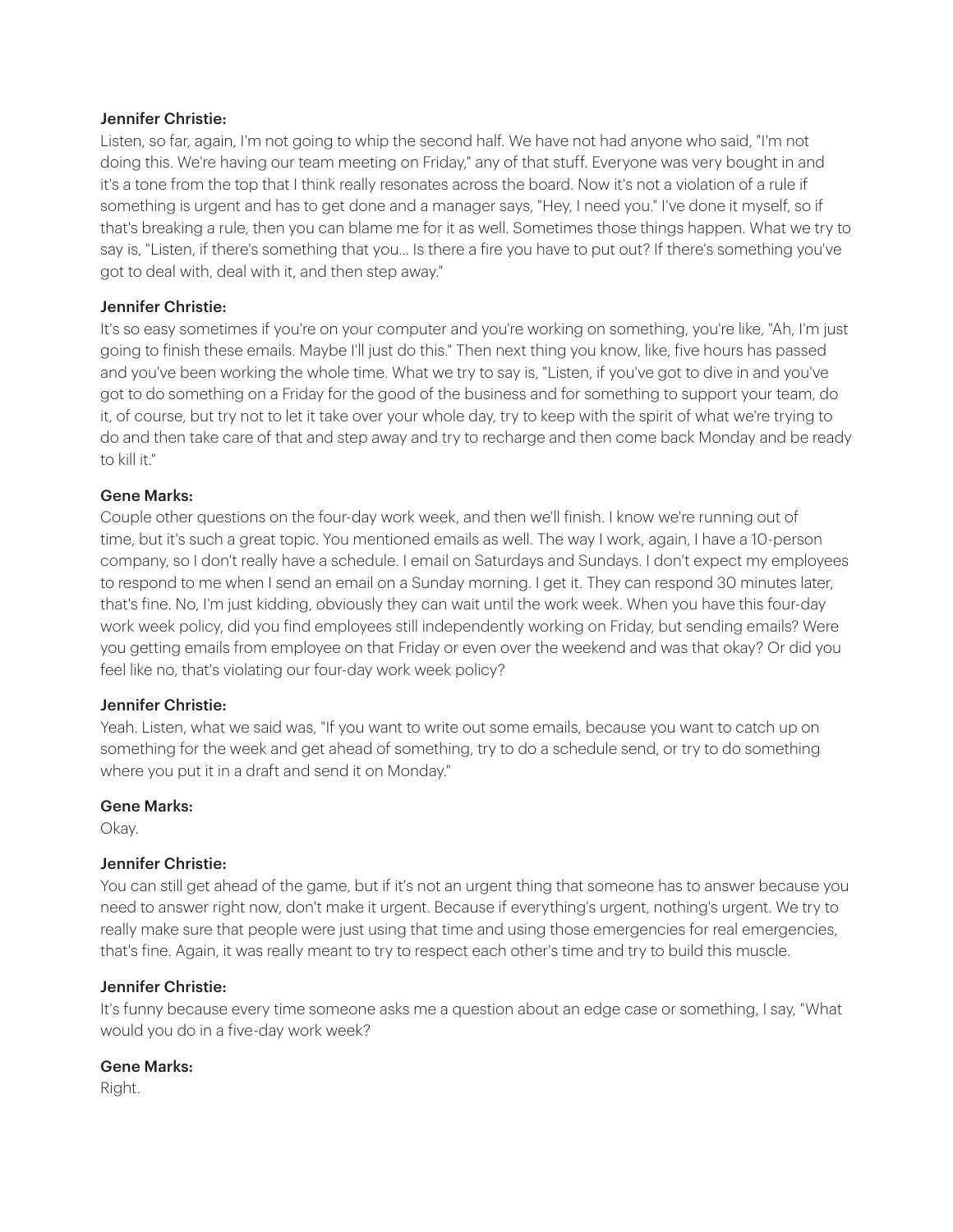**Jennifer Christie:**

Listen, so far, again, I'm not going to whip the second half. We have not had anyone who said, "I'm not doing this. We're having our team meeting on Friday," any of that stuff. Everyone was very bought in and it's a tone from the top that I think really resonates across the board. Now it's not a violation of a rule if something is urgent and has to get done and a manager says, "Hey, I need you." I've done it myself, so if that's breaking a rule, then you can blame me for it as well. Sometimes those things happen. What we try to say is, "Listen, if there's something that you... Is there a fire you have to put out? If there's something you've got to deal with, deal with it, and then step away."

**Jennifer Christie:**

It's so easy sometimes if you're on your computer and you're working on something, you're like, "Ah, I'm just going to finish these emails. Maybe I'll just do this." Then next thing you know, like, five hours has passed and you've been working the whole time. What we try to say is, "Listen, if you've got to dive in and you've got to do something on a Friday for the good of the business and for something to support your team, do it, of course, but try not to let it take over your whole day, try to keep with the spirit of what we're trying to do and then take care of that and step away and try to recharge and then come back Monday and be ready to kill it."

**Gene Marks:**

Couple other questions on the four-day work week, and then we'll finish. I know we're running out of time, but it's such a great topic. You mentioned emails as well. The way I work, again, I have a 10-person company, so I don't really have a schedule. I email on Saturdays and Sundays. I don't expect my employees to respond to me when I send an email on a Sunday morning. I get it. They can respond 30 minutes later, that's fine. No, I'm just kidding, obviously they can wait until the work week. When you have this four-day work week policy, did you find employees still independently working on Friday, but sending emails? Were you getting emails from employee on that Friday or even over the weekend and was that okay? Or did you feel like no, that's violating our four-day work week policy?

**Jennifer Christie:**

Yeah. Listen, what we said was, "If you want to write out some emails, because you want to catch up on something for the week and get ahead of something, try to do a schedule send, or try to do something where you put it in a draft and send it on Monday."

**Gene Marks:**

Okay.

**Jennifer Christie:**

You can still get ahead of the game, but if it's not an urgent thing that someone has to answer because you need to answer right now, don't make it urgent. Because if everything's urgent, nothing's urgent. We try to really make sure that people were just using that time and using those emergencies for real emergencies, that's fine. Again, it was really meant to try to respect each other's time and try to build this muscle.

**Jennifer Christie:**

It's funny because every time someone asks me a question about an edge case or something, I say, "What would you do in a five-day work week?

**Gene Marks:**

Right.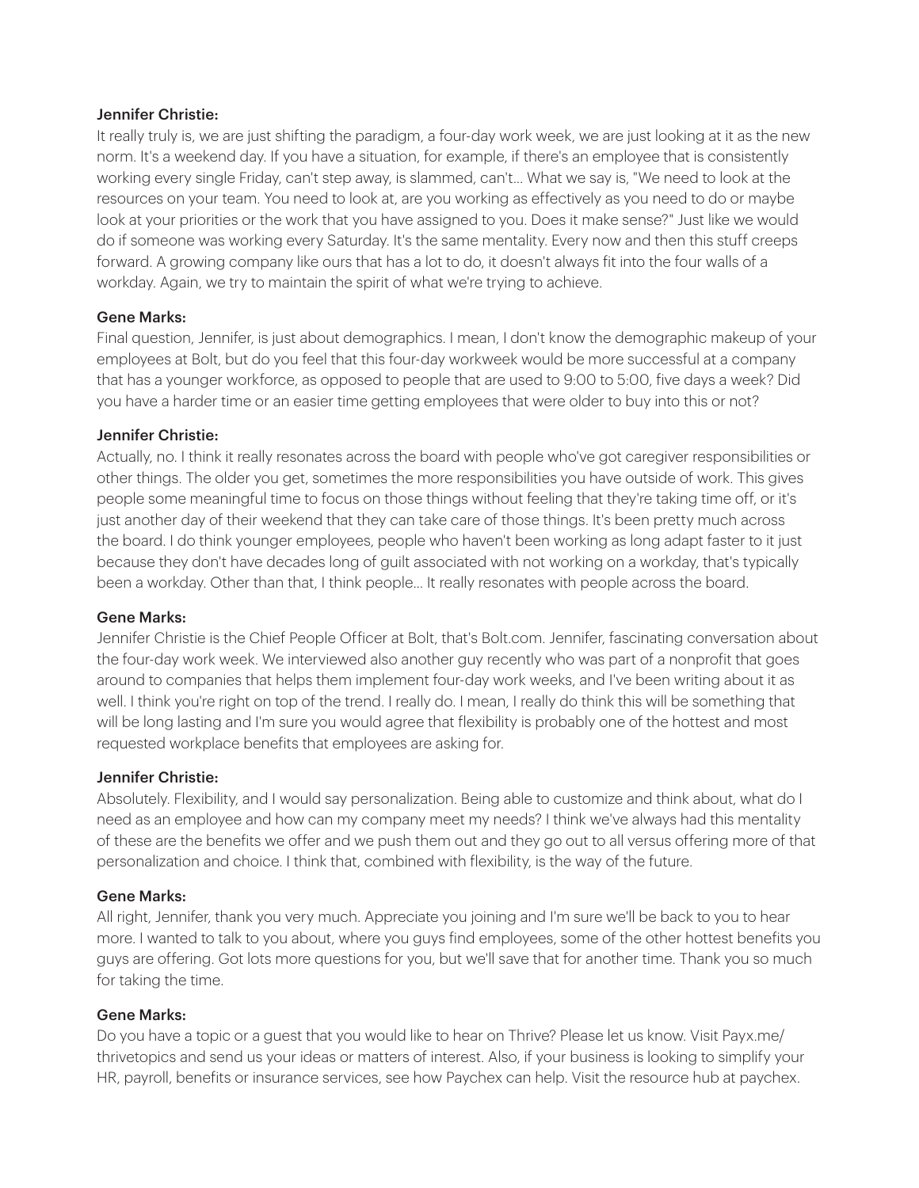**Jennifer Christie:**

It really truly is, we are just shifting the paradigm, a four-day work week, we are just looking at it as the new norm. It's a weekend day. If you have a situation, for example, if there's an employee that is consistently working every single Friday, can't step away, is slammed, can't... What we say is, "We need to look at the resources on your team. You need to look at, are you working as effectively as you need to do or maybe look at your priorities or the work that you have assigned to you. Does it make sense?" Just like we would do if someone was working every Saturday. It's the same mentality. Every now and then this stuff creeps forward. A growing company like ours that has a lot to do, it doesn't always fit into the four walls of a workday. Again, we try to maintain the spirit of what we're trying to achieve.

**Gene Marks:**

Final question, Jennifer, is just about demographics. I mean, I don't know the demographic makeup of your employees at Bolt, but do you feel that this four-day workweek would be more successful at a company that has a younger workforce, as opposed to people that are used to 9:00 to 5:00, five days a week? Did you have a harder time or an easier time getting employees that were older to buy into this or not?

**Jennifer Christie:**

Actually, no. I think it really resonates across the board with people who've got caregiver responsibilities or other things. The older you get, sometimes the more responsibilities you have outside of work. This gives people some meaningful time to focus on those things without feeling that they're taking time off, or it's just another day of their weekend that they can take care of those things. It's been pretty much across the board. I do think younger employees, people who haven't been working as long adapt faster to it just because they don't have decades long of guilt associated with not working on a workday, that's typically been a workday. Other than that, I think people... It really resonates with people across the board.

**Gene Marks:**

Jennifer Christie is the Chief People Officer at Bolt, that's Bolt.com. Jennifer, fascinating conversation about the four-day work week. We interviewed also another guy recently who was part of a nonprofit that goes around to companies that helps them implement four-day work weeks, and I've been writing about it as well. I think you're right on top of the trend. I really do. I mean, I really do think this will be something that will be long lasting and I'm sure you would agree that flexibility is probably one of the hottest and most requested workplace benefits that employees are asking for.

**Jennifer Christie:**

Absolutely. Flexibility, and I would say personalization. Being able to customize and think about, what do I need as an employee and how can my company meet my needs? I think we've always had this mentality of these are the benefits we offer and we push them out and they go out to all versus offering more of that personalization and choice. I think that, combined with flexibility, is the way of the future.

**Gene Marks:**

All right, Jennifer, thank you very much. Appreciate you joining and I'm sure we'll be back to you to hear more. I wanted to talk to you about, where you guys find employees, some of the other hottest benefits you guys are offering. Got lots more questions for you, but we'll save that for another time. Thank you so much for taking the time.

**Gene Marks:**

Do you have a topic or a guest that you would like to hear on Thrive? Please let us know. Visit Payx.me/thrivetopics and send us your ideas or matters of interest. Also, if your business is looking to simplify your HR, payroll, benefits or insurance services, see how Paychex can help. Visit the resource hub at paychex.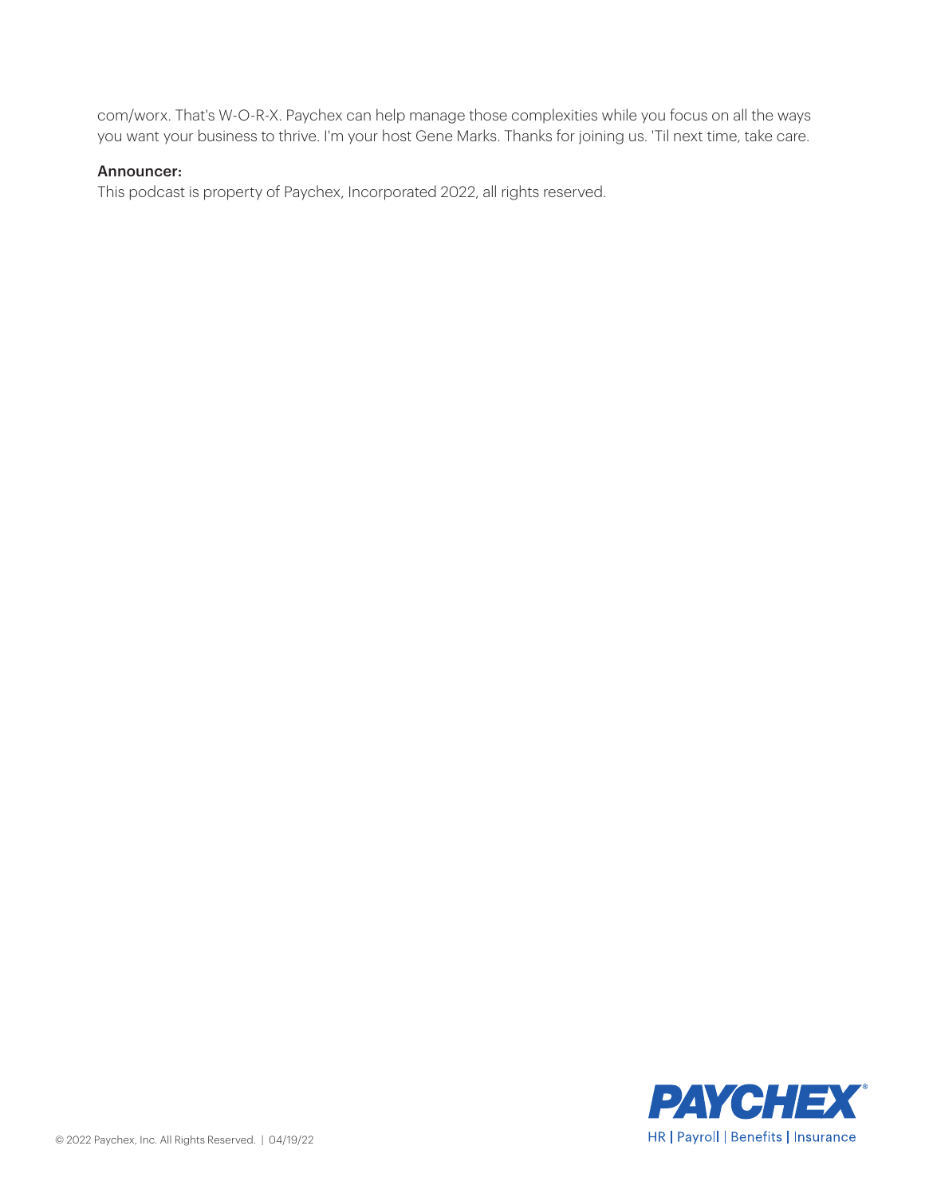com/worx. That's W-O-R-X. Paychex can help manage those complexities while you focus on all the ways you want your business to thrive. I'm your host Gene Marks. Thanks for joining us. 'Til next time, take care.

**Announcer:**
This podcast is property of Paychex, Incorporated 2022, all rights reserved.